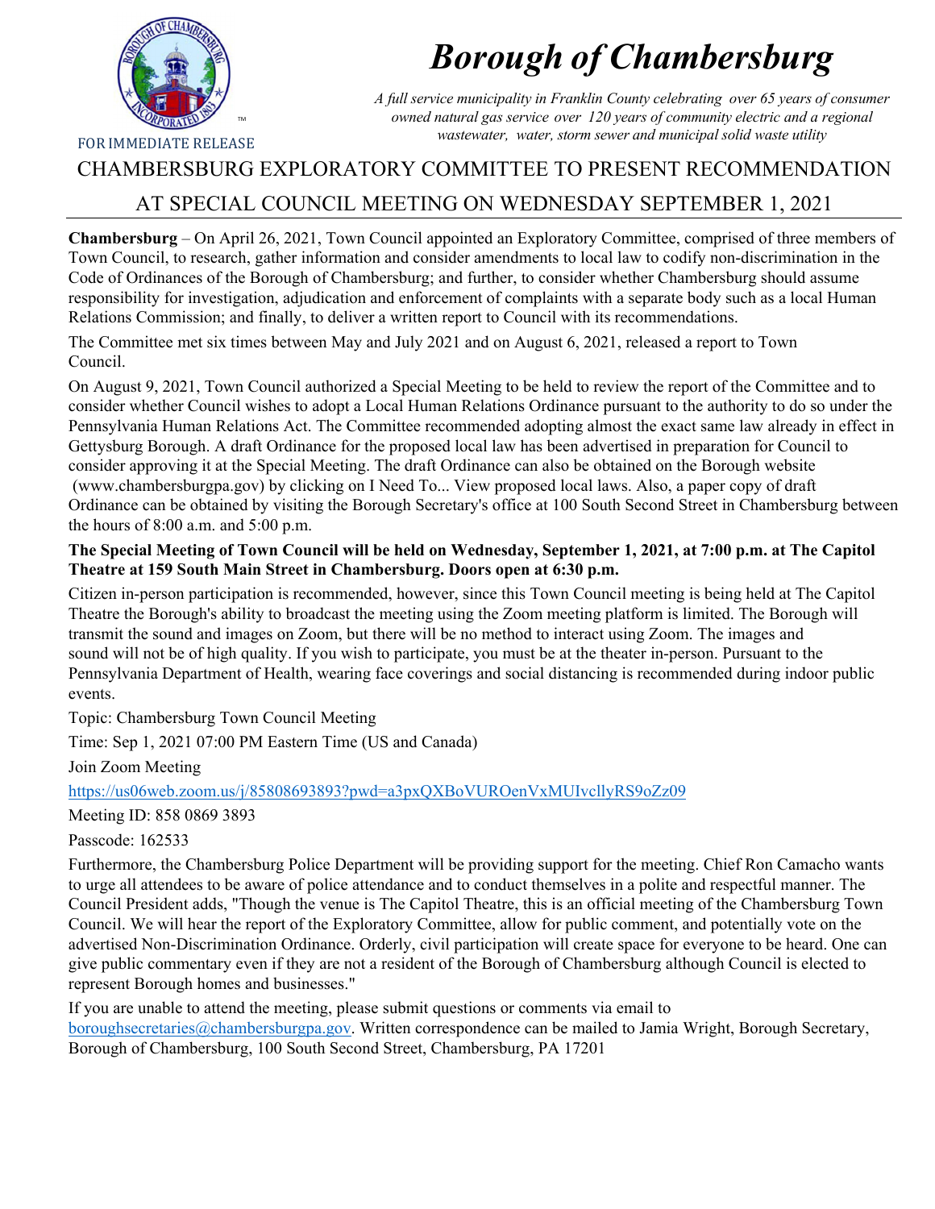# *Borough of Chambersburg*

*A full service municipality in Franklin County celebrating over 65 years of consumer owned natural gas service over 120 years of community electric and a regional wastewater, water, storm sewer and municipal solid waste utility*

FOR IMMEDIATE RELEASE

## CHAMBERSBURG EXPLORATORY COMMITTEE TO PRESENT RECOMMENDATION AT SPECIAL COUNCIL MEETING ON WEDNESDAY SEPTEMBER 1, 2021

**Chambersburg** – On April 26, 2021, Town Council appointed an Exploratory Committee, comprised of three members of Town Council, to research, gather information and consider amendments to local law to codify non-discrimination in the Code of Ordinances of the Borough of Chambersburg; and further, to consider whether Chambersburg should assume responsibility for investigation, adjudication and enforcement of complaints with a separate body such as a local Human Relations Commission; and finally, to deliver a written report to Council with its recommendations.

The Committee met six times between May and July 2021 and on August 6, 2021, released a report to Town Council.

On August 9, 2021, Town Council authorized a Special Meeting to be held to review the report of the Committee and to consider whether Council wishes to adopt a Local Human Relations Ordinance pursuant to the authority to do so under the Pennsylvania Human Relations Act. The Committee recommended adopting almost the exact same law already in effect in Gettysburg Borough. A draft Ordinance for the proposed local law has been advertised in preparation for Council to consider approving it at the Special Meeting. The draft Ordinance can also be obtained on the Borough website (www.chambersburgpa.gov) by clicking on I Need To... View proposed local laws. Also, a paper copy of draft Ordinance can be obtained by visiting the Borough Secretary's office at 100 South Second Street in Chambersburg between the hours of 8:00 a.m. and 5:00 p.m.

**The Special Meeting of Town Council will be held on Wednesday, September 1, 2021, at 7:00 p.m. at The Capitol Theatre at 159 South Main Street in Chambersburg. Doors open at 6:30 p.m.**

Citizen in-person participation is recommended, however, since this Town Council meeting is being held at The Capitol Theatre the Borough's ability to broadcast the meeting using the Zoom meeting platform is limited. The Borough will transmit the sound and images on Zoom, but there will be no method to interact using Zoom. The images and sound will not be of high quality. If you wish to participate, you must be at the theater in-person. Pursuant to the Pennsylvania Department of Health, wearing face coverings and social distancing is recommended during indoor public events.

Topic: Chambersburg Town Council Meeting

Time: Sep 1, 2021 07:00 PM Eastern Time (US and Canada)

Join Zoom Meeting

https://us06web.zoom.us/j/85808693893?pwd=a3pxQXBoVUROenVxMUIvcllyRS9oZz09

Meeting ID: 858 0869 3893

Passcode: 162533

Furthermore, the Chambersburg Police Department will be providing support for the meeting. Chief Ron Camacho wants to urge all attendees to be aware of police attendance and to conduct themselves in a polite and respectful manner. The Council President adds, "Though the venue is The Capitol Theatre, this is an official meeting of the Chambersburg Town Council. We will hear the report of the Exploratory Committee, allow for public comment, and potentially vote on the advertised Non-Discrimination Ordinance. Orderly, civil participation will create space for everyone to be heard. One can give public commentary even if they are not a resident of the Borough of Chambersburg although Council is elected to represent Borough homes and businesses."

If you are unable to attend the meeting, please submit questions or comments via email to boroughsecretaries@chambersburgpa.gov. Written correspondence can be mailed to Jamia Wright, Borough Secretary, Borough of Chambersburg, 100 South Second Street, Chambersburg, PA 17201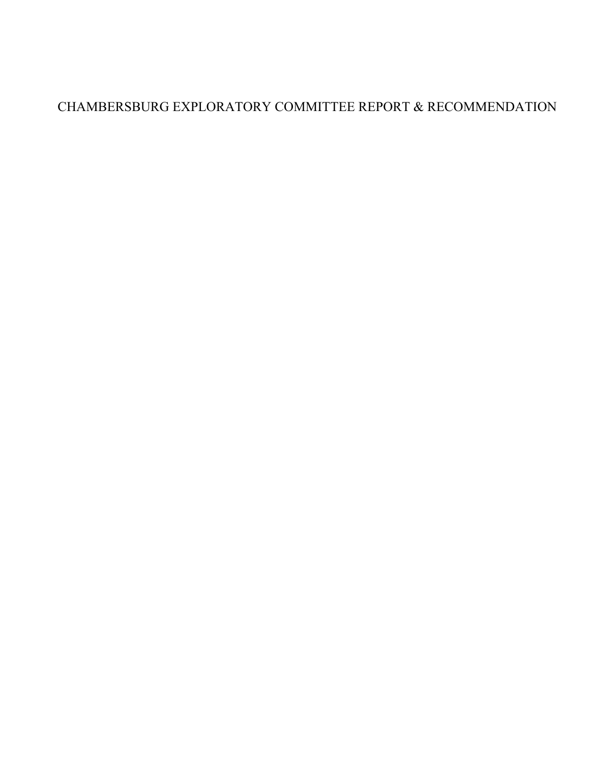# CHAMBERSBURG EXPLORATORY COMMITTEE REPORT & RECOMMENDATION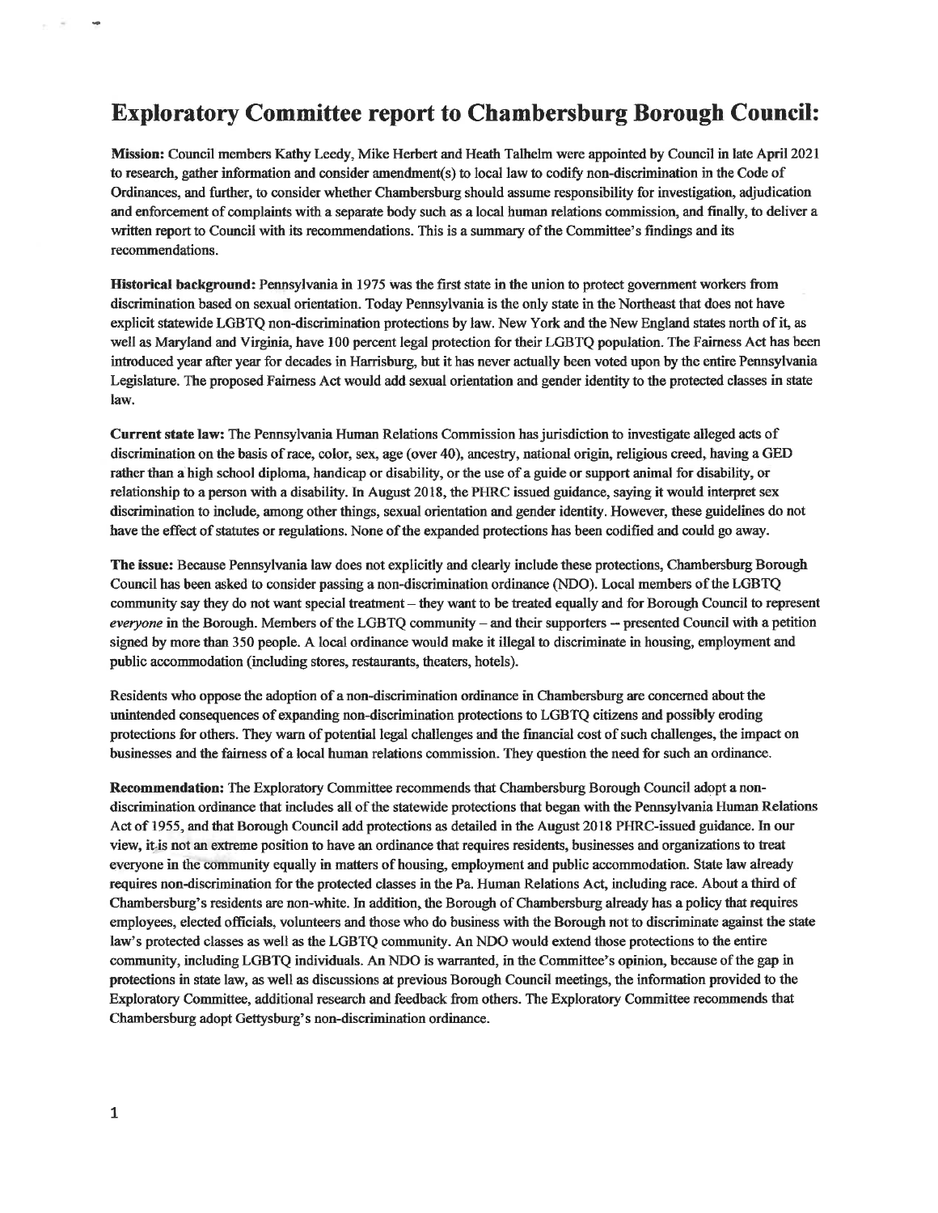# Exploratory Committee report to Chambersburg Borough Council:

**Mission:** Council members Kathy Leedy, Mike Herbert and Heath Talhelm were appointed by Council in late April 2021 to research, gather information and consider amendment(s) to local law to codify non-discrimination in the Code of Ordinances, and further, to consider whether Chambersburg should assume responsibility for investigation, adjudication and enforcement of complaints with a separate body such as a local human relations commission, and finally, to deliver a written report to Council with its recommendations. This is a summary of the Committee's findings and its recommendations.

**Historical background:** Pennsylvania in 1975 was the first state in the union to protect government workers from discrimination based on sexual orientation. Today Pennsylvania is the only state in the Northeast that does not have explicit statewide LGBTQ non-discrimination protections by law. New York and the New England states north of it, as well as Maryland and Virginia, have 100 percent legal protection for their LGBTQ population. The Fairness Act has been introduced year after year for decades in Harrisburg, but it has never actually been voted upon by the entire Pennsylvania Legislature. The proposed Fairness Act would add sexual orientation and gender identity to the protected classes in state law.

**Current state law:** The Pennsylvania Human Relations Commission has jurisdiction to investigate alleged acts of discrimination on the basis of race, color, sex, age (over 40), ancestry, national origin, religious creed, having a GED rather than a high school diploma, handicap or disability, or the use of a guide or support animal for disability, or relationship to a person with a disability. In August 2018, the PHRC issued guidance, saying it would interpret sex discrimination to include, among other things, sexual orientation and gender identity. However, these guidelines do not have the effect of statutes or regulations. None of the expanded protections has been codified and could go away.

**The issue:** Because Pennsylvania law does not explicitly and clearly include these protections, Chambersburg Borough Council has been asked to consider passing a non-discrimination ordinance (NDO). Local members of the LGBTQ community say they do not want special treatment – they want to be treated equally and for Borough Council to represent *everyone* in the Borough. Members of the LGBTQ community – and their supporters – presented Council with a petition signed by more than 350 people. A local ordinance would make it illegal to discriminate in housing, employment and public accommodation (including stores, restaurants, theaters, hotels).

Residents who oppose the adoption of a non-discrimination ordinance in Chambersburg are concerned about the unintended consequences of expanding non-discrimination protections to LGBTQ citizens and possibly eroding protections for others. They warn of potential legal challenges and the financial cost of such challenges, the impact on businesses and the fairness of a local human relations commission. They question the need for such an ordinance.

**Recommendation:** The Exploratory Committee recommends that Chambersburg Borough Council adopt a non-discrimination ordinance that includes all of the statewide protections that began with the Pennsylvania Human Relations Act of 1955, and that Borough Council add protections as detailed in the August 2018 PHRC-issued guidance. In our view, it is not an extreme position to have an ordinance that requires residents, businesses and organizations to treat everyone in the community equally in matters of housing, employment and public accommodation. State law already requires non-discrimination for the protected classes in the Pa. Human Relations Act, including race. About a third of Chambersburg's residents are non-white. In addition, the Borough of Chambersburg already has a policy that requires employees, elected officials, volunteers and those who do business with the Borough not to discriminate against the state law's protected classes as well as the LGBTQ community. An NDO would extend those protections to the entire community, including LGBTQ individuals. An NDO is warranted, in the Committee's opinion, because of the gap in protections in state law, as well as discussions at previous Borough Council meetings, the information provided to the Exploratory Committee, additional research and feedback from others. The Exploratory Committee recommends that Chambersburg adopt Gettysburg's non-discrimination ordinance.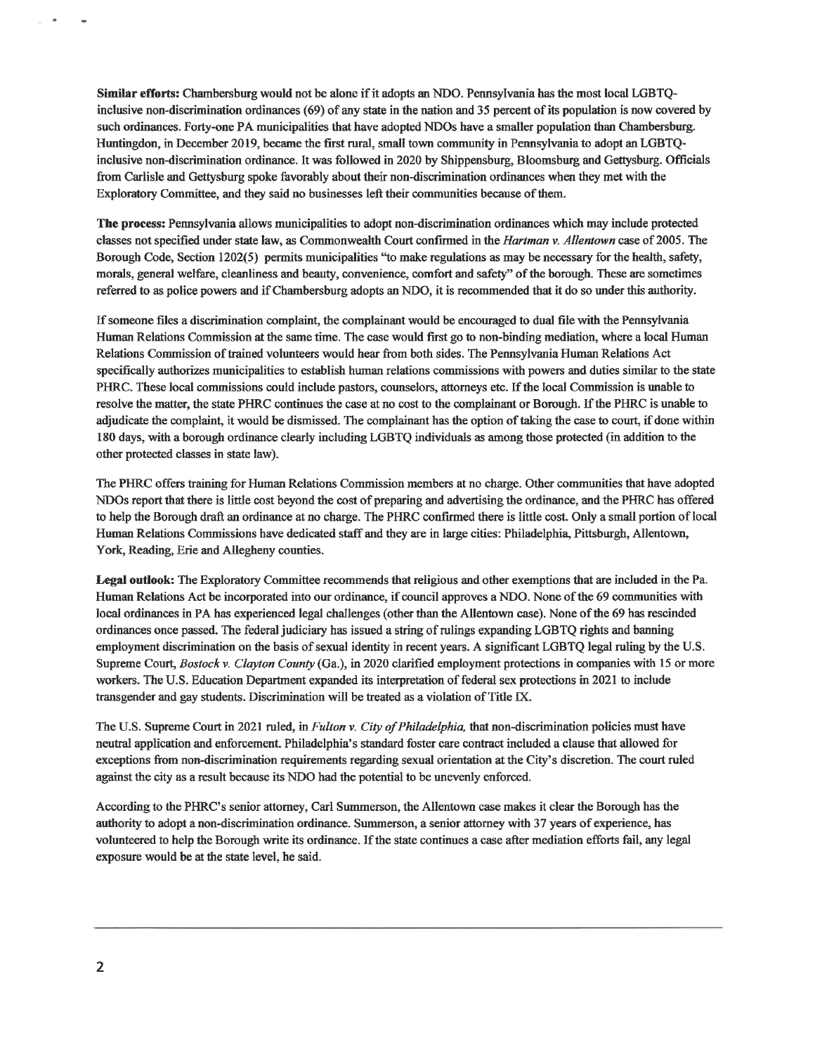**Similar efforts:** Chambersburg would not be alone if it adopts an NDO. Pennsylvania has the most local LGBTQ-inclusive non-discrimination ordinances (69) of any state in the nation and 35 percent of its population is now covered by such ordinances. Forty-one PA municipalities that have adopted NDOs have a smaller population than Chambersburg. Huntingdon, in December 2019, became the first rural, small town community in Pennsylvania to adopt an LGBTQ-inclusive non-discrimination ordinance. It was followed in 2020 by Shippensburg, Bloomsburg and Gettysburg. Officials from Carlisle and Gettysburg spoke favorably about their non-discrimination ordinances when they met with the Exploratory Committee, and they said no businesses left their communities because of them.

**The process:** Pennsylvania allows municipalities to adopt non-discrimination ordinances which may include protected classes not specified under state law, as Commonwealth Court confirmed in the *Hartman v. Allentown* case of 2005. The Borough Code, Section 1202(5) permits municipalities "to make regulations as may be necessary for the health, safety, morals, general welfare, cleanliness and beauty, convenience, comfort and safety" of the borough. These are sometimes referred to as police powers and if Chambersburg adopts an NDO, it is recommended that it do so under this authority.

If someone files a discrimination complaint, the complainant would be encouraged to dual file with the Pennsylvania Human Relations Commission at the same time. The case would first go to non-binding mediation, where a local Human Relations Commission of trained volunteers would hear from both sides. The Pennsylvania Human Relations Act specifically authorizes municipalities to establish human relations commissions with powers and duties similar to the state PHRC. These local commissions could include pastors, counselors, attorneys etc. If the local Commission is unable to resolve the matter, the state PHRC continues the case at no cost to the complainant or Borough. If the PHRC is unable to adjudicate the complaint, it would be dismissed. The complainant has the option of taking the case to court, if done within 180 days, with a borough ordinance clearly including LGBTQ individuals as among those protected (in addition to the other protected classes in state law).

The PHRC offers training for Human Relations Commission members at no charge. Other communities that have adopted NDOs report that there is little cost beyond the cost of preparing and advertising the ordinance, and the PHRC has offered to help the Borough draft an ordinance at no charge. The PHRC confirmed there is little cost. Only a small portion of local Human Relations Commissions have dedicated staff and they are in large cities: Philadelphia, Pittsburgh, Allentown, York, Reading, Erie and Allegheny counties.

**Legal outlook:** The Exploratory Committee recommends that religious and other exemptions that are included in the Pa. Human Relations Act be incorporated into our ordinance, if council approves a NDO. None of the 69 communities with local ordinances in PA has experienced legal challenges (other than the Allentown case). None of the 69 has rescinded ordinances once passed. The federal judiciary has issued a string of rulings expanding LGBTQ rights and banning employment discrimination on the basis of sexual identity in recent years. A significant LGBTQ legal ruling by the U.S. Supreme Court, *Bostock v. Clayton County* (Ga.), in 2020 clarified employment protections in companies with 15 or more workers. The U.S. Education Department expanded its interpretation of federal sex protections in 2021 to include transgender and gay students. Discrimination will be treated as a violation of Title IX.

The U.S. Supreme Court in 2021 ruled, in *Fulton v. City of Philadelphia,* that non-discrimination policies must have neutral application and enforcement. Philadelphia's standard foster care contract included a clause that allowed for exceptions from non-discrimination requirements regarding sexual orientation at the City's discretion. The court ruled against the city as a result because its NDO had the potential to be unevenly enforced.

According to the PHRC's senior attorney, Carl Summerson, the Allentown case makes it clear the Borough has the authority to adopt a non-discrimination ordinance. Summerson, a senior attorney with 37 years of experience, has volunteered to help the Borough write its ordinance. If the state continues a case after mediation efforts fail, any legal exposure would be at the state level, he said.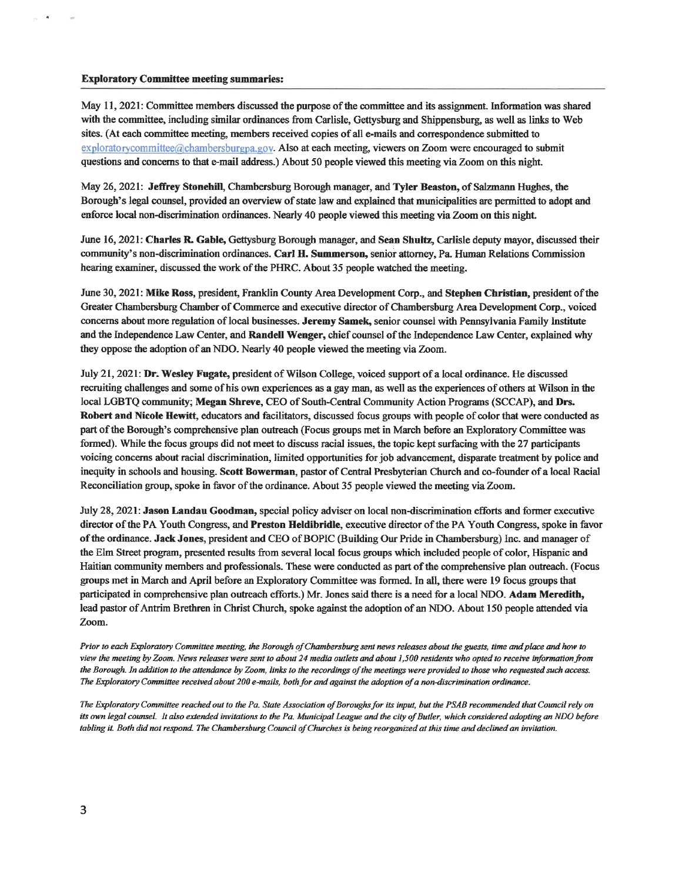**Exploratory Committee meeting summaries:**

May 11, 2021: Committee members discussed the purpose of the committee and its assignment. Information was shared with the committee, including similar ordinances from Carlisle, Gettysburg and Shippensburg, as well as links to Web sites. (At each committee meeting, members received copies of all e-mails and correspondence submitted to exploratorycommittee@chambersburgpa.gov. Also at each meeting, viewers on Zoom were encouraged to submit questions and concerns to that e-mail address.) About 50 people viewed this meeting via Zoom on this night.

May 26, 2021: **Jeffrey Stonehill**, Chambersburg Borough manager, and **Tyler Beaston,** of Salzmann Hughes, the Borough's legal counsel, provided an overview of state law and explained that municipalities are permitted to adopt and enforce local non-discrimination ordinances. Nearly 40 people viewed this meeting via Zoom on this night.

June 16, 2021: **Charles R. Gable,** Gettysburg Borough manager, and **Sean Shultz,** Carlisle deputy mayor, discussed their community's non-discrimination ordinances. **Carl H. Summerson,** senior attorney, Pa. Human Relations Commission hearing examiner, discussed the work of the PHRC. About 35 people watched the meeting.

June 30, 2021: **Mike Ross,** president, Franklin County Area Development Corp., and **Stephen Christian,** president of the Greater Chambersburg Chamber of Commerce and executive director of Chambersburg Area Development Corp., voiced concerns about more regulation of local businesses. **Jeremy Samek,** senior counsel with Pennsylvania Family Institute and the Independence Law Center, and **Randell Wenger,** chief counsel of the Independence Law Center, explained why they oppose the adoption of an NDO. Nearly 40 people viewed the meeting via Zoom.

July 21, 2021: **Dr. Wesley Fugate,** president of Wilson College, voiced support of a local ordinance. He discussed recruiting challenges and some of his own experiences as a gay man, as well as the experiences of others at Wilson in the local LGBTQ community; **Megan Shreve,** CEO of South-Central Community Action Programs (SCCAP), and **Drs. Robert and Nicole Hewitt,** educators and facilitators, discussed focus groups with people of color that were conducted as part of the Borough's comprehensive plan outreach (Focus groups met in March before an Exploratory Committee was formed). While the focus groups did not meet to discuss racial issues, the topic kept surfacing with the 27 participants voicing concerns about racial discrimination, limited opportunities for job advancement, disparate treatment by police and inequity in schools and housing. **Scott Bowerman,** pastor of Central Presbyterian Church and co-founder of a local Racial Reconciliation group, spoke in favor of the ordinance. About 35 people viewed the meeting via Zoom.

July 28, 2021: **Jason Landau Goodman,** special policy adviser on local non-discrimination efforts and former executive director of the PA Youth Congress, and **Preston Heldibridle,** executive director of the PA Youth Congress, spoke in favor of the ordinance. **Jack Jones,** president and CEO of BOPIC (Building Our Pride in Chambersburg) Inc. and manager of the Elm Street program, presented results from several local focus groups which included people of color, Hispanic and Haitian community members and professionals. These were conducted as part of the comprehensive plan outreach. (Focus groups met in March and April before an Exploratory Committee was formed. In all, there were 19 focus groups that participated in comprehensive plan outreach efforts.) Mr. Jones said there is a need for a local NDO. **Adam Meredith,** lead pastor of Antrim Brethren in Christ Church, spoke against the adoption of an NDO. About 150 people attended via Zoom.

*Prior to each Exploratory Committee meeting, the Borough of Chambersburg sent news releases about the guests, time and place and how to view the meeting by Zoom. News releases were sent to about 24 media outlets and about 1,500 residents who opted to receive information from the Borough. In addition to the attendance by Zoom, links to the recordings of the meetings were provided to those who requested such access. The Exploratory Committee received about 200 e-mails, both for and against the adoption of a non-discrimination ordinance.*

*The Exploratory Committee reached out to the Pa. State Association of Boroughs for its input, but the PSAB recommended that Council rely on its own legal counsel. It also extended invitations to the Pa. Municipal League and the city of Butler, which considered adopting an NDO before tabling it. Both did not respond. The Chambersburg Council of Churches is being reorganized at this time and declined an invitation.*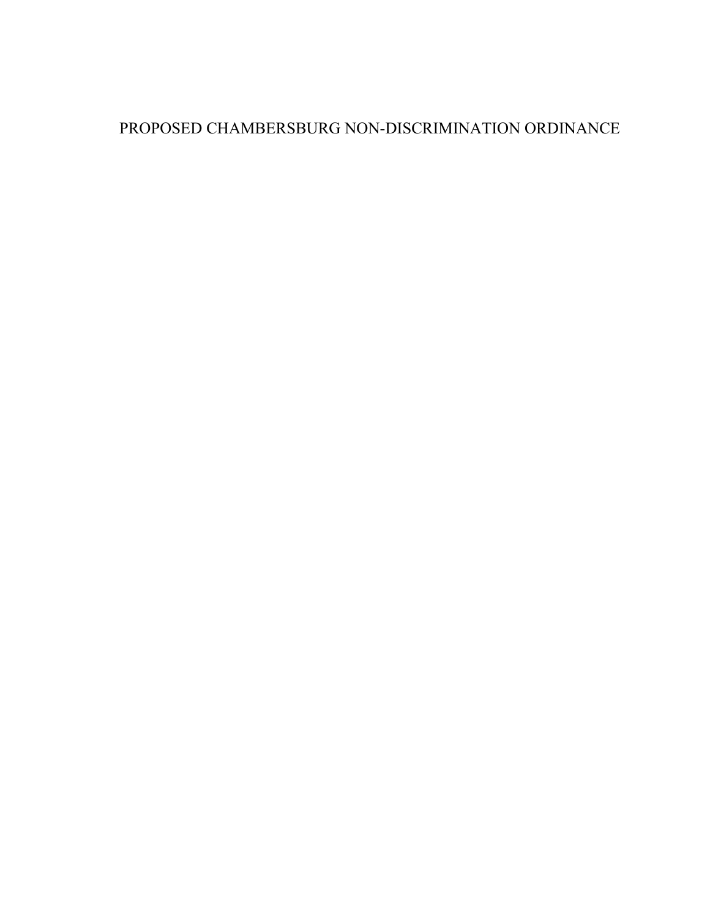# PROPOSED CHAMBERSBURG NON-DISCRIMINATION ORDINANCE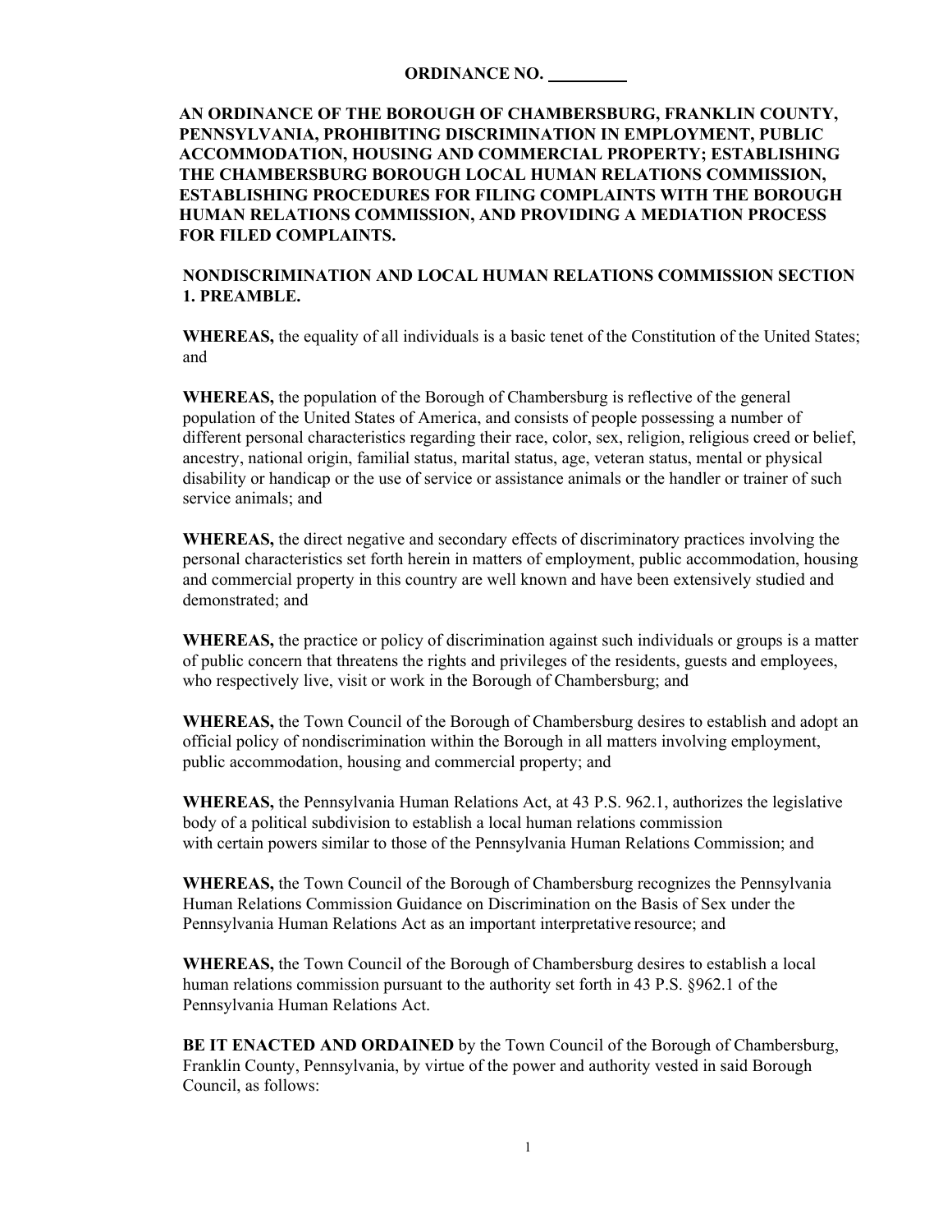**ORDINANCE NO. \_\_\_\_\_\_\_\_\_**

**AN ORDINANCE OF THE BOROUGH OF CHAMBERSBURG, FRANKLIN COUNTY, PENNSYLVANIA, PROHIBITING DISCRIMINATION IN EMPLOYMENT, PUBLIC ACCOMMODATION, HOUSING AND COMMERCIAL PROPERTY; ESTABLISHING THE CHAMBERSBURG BOROUGH LOCAL HUMAN RELATIONS COMMISSION, ESTABLISHING PROCEDURES FOR FILING COMPLAINTS WITH THE BOROUGH HUMAN RELATIONS COMMISSION, AND PROVIDING A MEDIATION PROCESS FOR FILED COMPLAINTS.**

**NONDISCRIMINATION AND LOCAL HUMAN RELATIONS COMMISSION SECTION 1. PREAMBLE.**

**WHEREAS,** the equality of all individuals is a basic tenet of the Constitution of the United States; and

**WHEREAS,** the population of the Borough of Chambersburg is reflective of the general population of the United States of America, and consists of people possessing a number of different personal characteristics regarding their race, color, sex, religion, religious creed or belief, ancestry, national origin, familial status, marital status, age, veteran status, mental or physical disability or handicap or the use of service or assistance animals or the handler or trainer of such service animals; and

**WHEREAS,** the direct negative and secondary effects of discriminatory practices involving the personal characteristics set forth herein in matters of employment, public accommodation, housing and commercial property in this country are well known and have been extensively studied and demonstrated; and

**WHEREAS,** the practice or policy of discrimination against such individuals or groups is a matter of public concern that threatens the rights and privileges of the residents, guests and employees, who respectively live, visit or work in the Borough of Chambersburg; and

**WHEREAS,** the Town Council of the Borough of Chambersburg desires to establish and adopt an official policy of nondiscrimination within the Borough in all matters involving employment, public accommodation, housing and commercial property; and

**WHEREAS,** the Pennsylvania Human Relations Act, at 43 P.S. 962.1, authorizes the legislative body of a political subdivision to establish a local human relations commission with certain powers similar to those of the Pennsylvania Human Relations Commission; and

**WHEREAS,** the Town Council of the Borough of Chambersburg recognizes the Pennsylvania Human Relations Commission Guidance on Discrimination on the Basis of Sex under the Pennsylvania Human Relations Act as an important interpretative resource; and

**WHEREAS,** the Town Council of the Borough of Chambersburg desires to establish a local human relations commission pursuant to the authority set forth in 43 P.S. §962.1 of the Pennsylvania Human Relations Act.

**BE IT ENACTED AND ORDAINED** by the Town Council of the Borough of Chambersburg, Franklin County, Pennsylvania, by virtue of the power and authority vested in said Borough Council, as follows: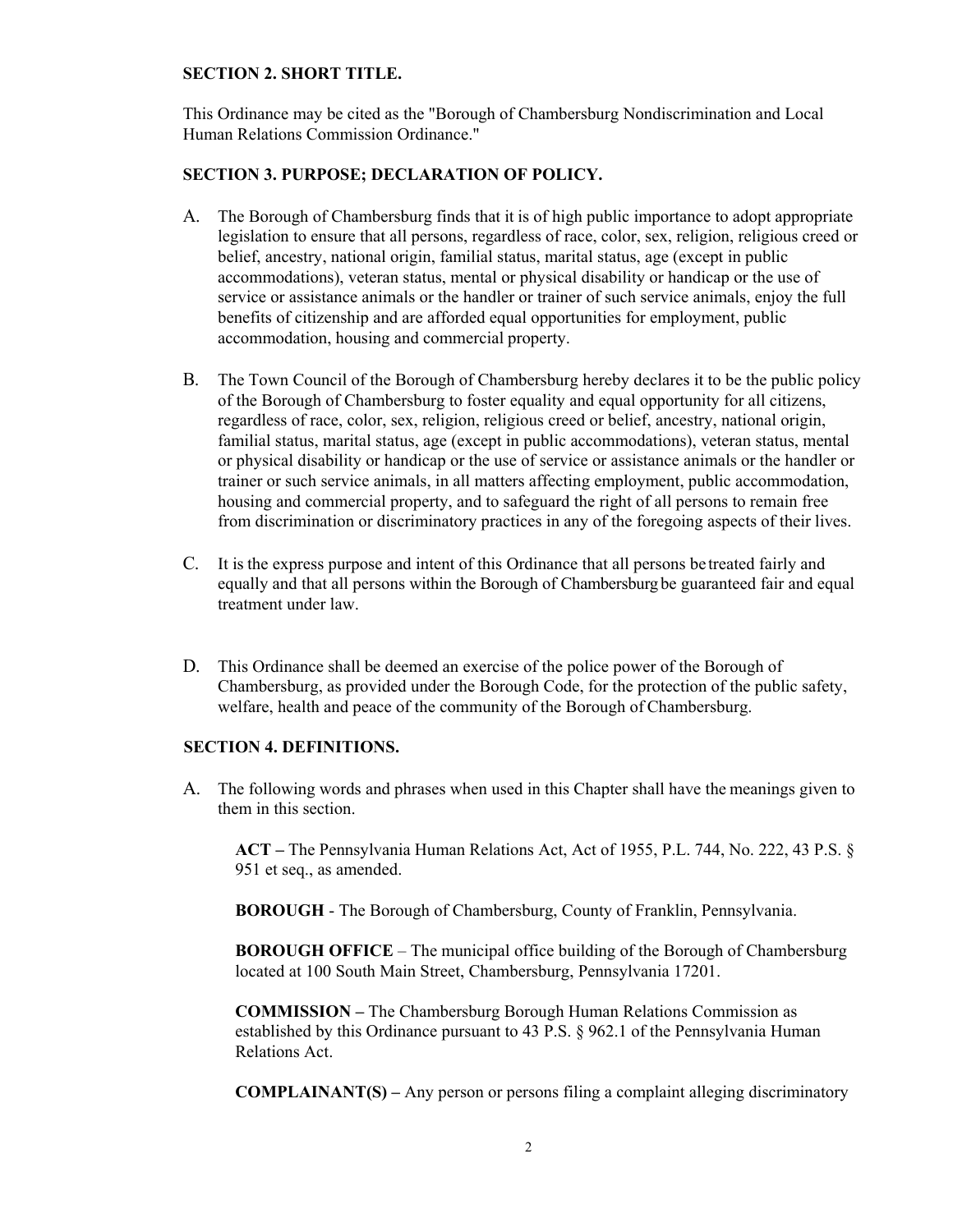**SECTION 2. SHORT TITLE.**

This Ordinance may be cited as the "Borough of Chambersburg Nondiscrimination and Local Human Relations Commission Ordinance."

**SECTION 3. PURPOSE; DECLARATION OF POLICY.**

A. The Borough of Chambersburg finds that it is of high public importance to adopt appropriate legislation to ensure that all persons, regardless of race, color, sex, religion, religious creed or belief, ancestry, national origin, familial status, marital status, age (except in public accommodations), veteran status, mental or physical disability or handicap or the use of service or assistance animals or the handler or trainer of such service animals, enjoy the full benefits of citizenship and are afforded equal opportunities for employment, public accommodation, housing and commercial property.

B. The Town Council of the Borough of Chambersburg hereby declares it to be the public policy of the Borough of Chambersburg to foster equality and equal opportunity for all citizens, regardless of race, color, sex, religion, religious creed or belief, ancestry, national origin, familial status, marital status, age (except in public accommodations), veteran status, mental or physical disability or handicap or the use of service or assistance animals or the handler or trainer or such service animals, in all matters affecting employment, public accommodation, housing and commercial property, and to safeguard the right of all persons to remain free from discrimination or discriminatory practices in any of the foregoing aspects of their lives.

C. It is the express purpose and intent of this Ordinance that all persons be treated fairly and equally and that all persons within the Borough of Chambersburg be guaranteed fair and equal treatment under law.

D. This Ordinance shall be deemed an exercise of the police power of the Borough of Chambersburg, as provided under the Borough Code, for the protection of the public safety, welfare, health and peace of the community of the Borough of Chambersburg.

**SECTION 4. DEFINITIONS.**

A. The following words and phrases when used in this Chapter shall have the meanings given to them in this section.

   **ACT –** The Pennsylvania Human Relations Act, Act of 1955, P.L. 744, No. 222, 43 P.S. § 951 et seq., as amended.

   **BOROUGH** - The Borough of Chambersburg, County of Franklin, Pennsylvania.

   **BOROUGH OFFICE** – The municipal office building of the Borough of Chambersburg located at 100 South Main Street, Chambersburg, Pennsylvania 17201.

   **COMMISSION –** The Chambersburg Borough Human Relations Commission as established by this Ordinance pursuant to 43 P.S. § 962.1 of the Pennsylvania Human Relations Act.

   **COMPLAINANT(S) –** Any person or persons filing a complaint alleging discriminatory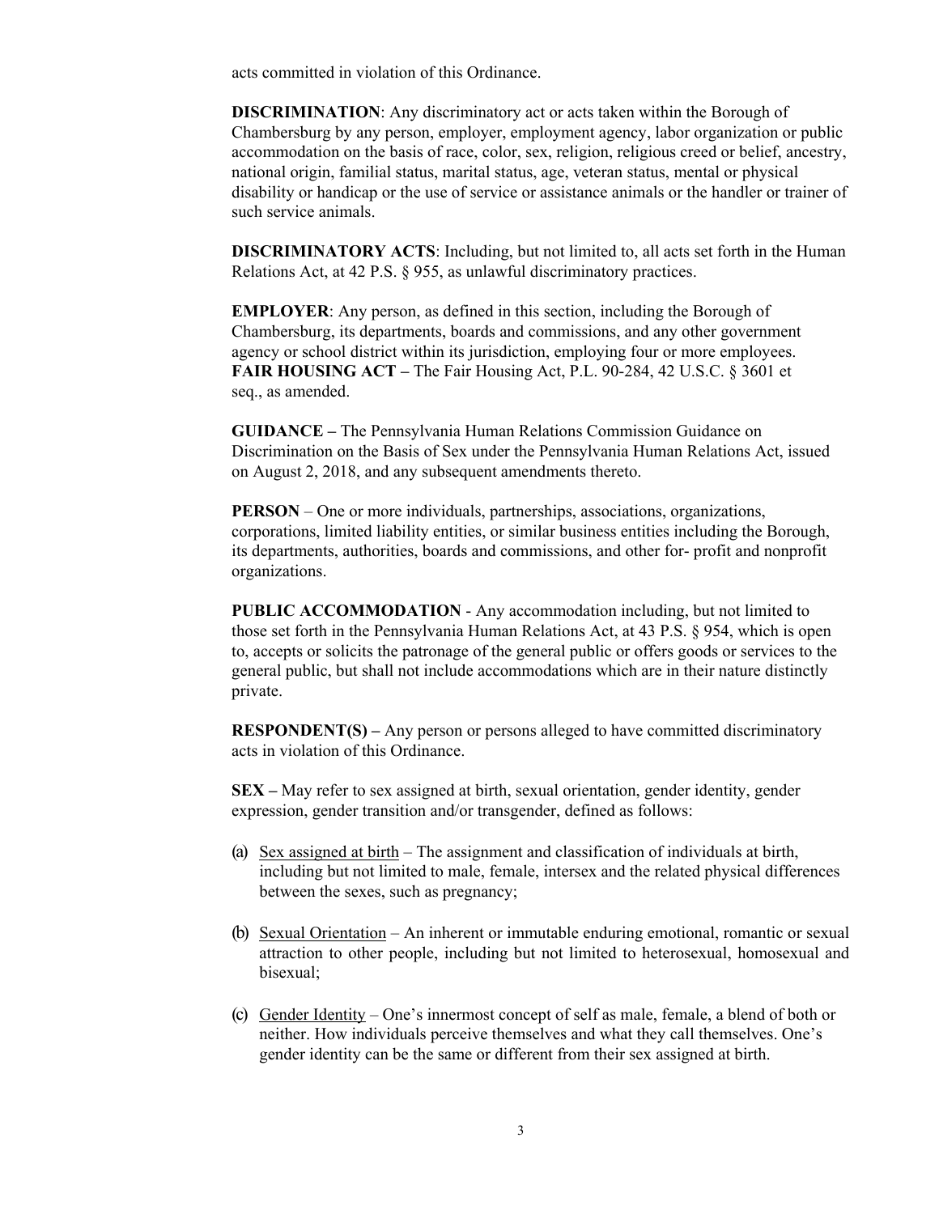acts committed in violation of this Ordinance.

**DISCRIMINATION**: Any discriminatory act or acts taken within the Borough of Chambersburg by any person, employer, employment agency, labor organization or public accommodation on the basis of race, color, sex, religion, religious creed or belief, ancestry, national origin, familial status, marital status, age, veteran status, mental or physical disability or handicap or the use of service or assistance animals or the handler or trainer of such service animals.

**DISCRIMINATORY ACTS**: Including, but not limited to, all acts set forth in the Human Relations Act, at 42 P.S. § 955, as unlawful discriminatory practices.

**EMPLOYER**: Any person, as defined in this section, including the Borough of Chambersburg, its departments, boards and commissions, and any other government agency or school district within its jurisdiction, employing four or more employees.
**FAIR HOUSING ACT –** The Fair Housing Act, P.L. 90-284, 42 U.S.C. § 3601 et seq., as amended.

**GUIDANCE –** The Pennsylvania Human Relations Commission Guidance on Discrimination on the Basis of Sex under the Pennsylvania Human Relations Act, issued on August 2, 2018, and any subsequent amendments thereto.

**PERSON** – One or more individuals, partnerships, associations, organizations, corporations, limited liability entities, or similar business entities including the Borough, its departments, authorities, boards and commissions, and other for- profit and nonprofit organizations.

**PUBLIC ACCOMMODATION** - Any accommodation including, but not limited to those set forth in the Pennsylvania Human Relations Act, at 43 P.S. § 954, which is open to, accepts or solicits the patronage of the general public or offers goods or services to the general public, but shall not include accommodations which are in their nature distinctly private.

**RESPONDENT(S) –** Any person or persons alleged to have committed discriminatory acts in violation of this Ordinance.

**SEX –** May refer to sex assigned at birth, sexual orientation, gender identity, gender expression, gender transition and/or transgender, defined as follows:

(a) Sex assigned at birth – The assignment and classification of individuals at birth, including but not limited to male, female, intersex and the related physical differences between the sexes, such as pregnancy;

(b) Sexual Orientation – An inherent or immutable enduring emotional, romantic or sexual attraction to other people, including but not limited to heterosexual, homosexual and bisexual;

(c) Gender Identity – One's innermost concept of self as male, female, a blend of both or neither. How individuals perceive themselves and what they call themselves. One's gender identity can be the same or different from their sex assigned at birth.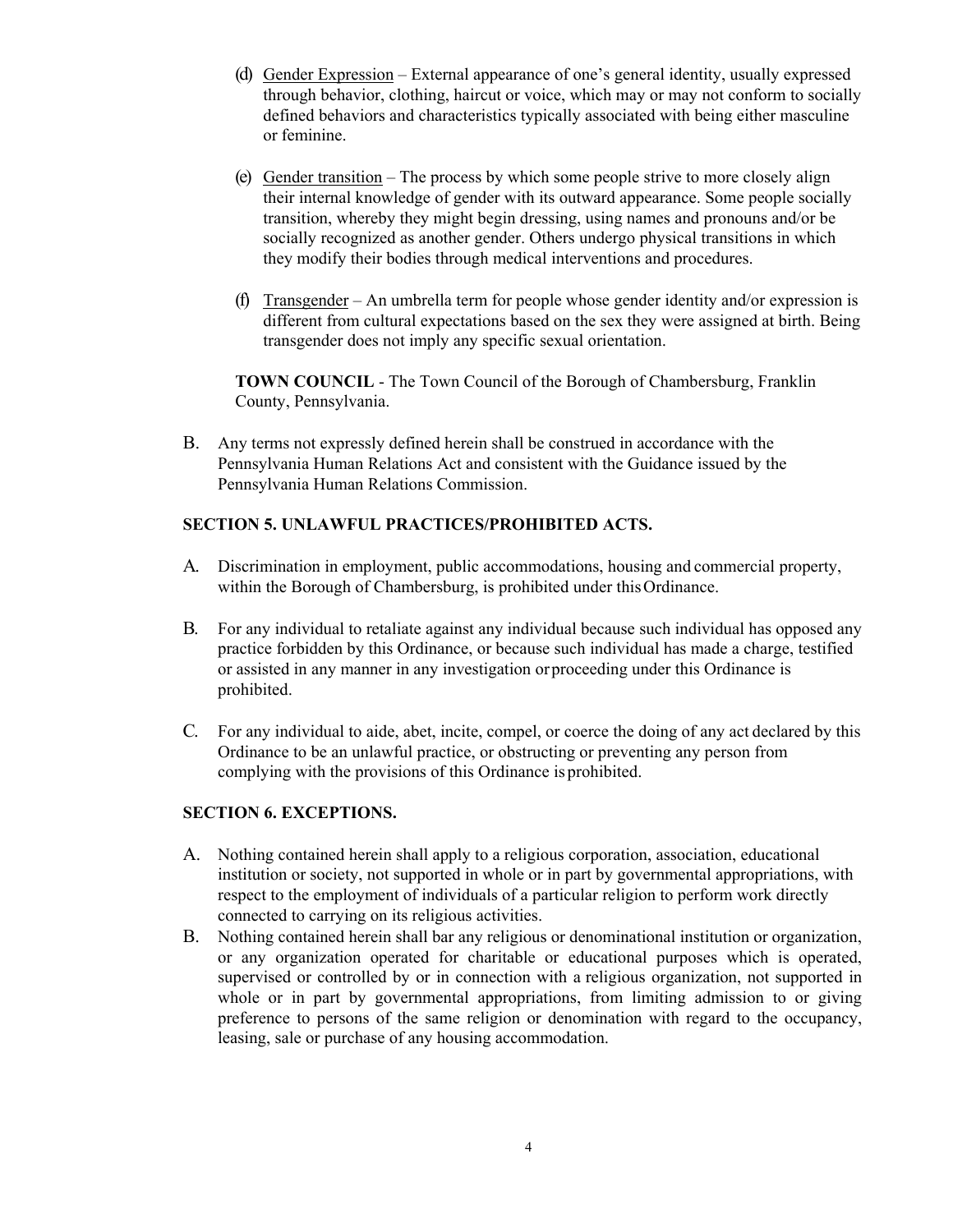(d) Gender Expression – External appearance of one's general identity, usually expressed through behavior, clothing, haircut or voice, which may or may not conform to socially defined behaviors and characteristics typically associated with being either masculine or feminine.

(e) Gender transition – The process by which some people strive to more closely align their internal knowledge of gender with its outward appearance. Some people socially transition, whereby they might begin dressing, using names and pronouns and/or be socially recognized as another gender. Others undergo physical transitions in which they modify their bodies through medical interventions and procedures.

(f) Transgender – An umbrella term for people whose gender identity and/or expression is different from cultural expectations based on the sex they were assigned at birth. Being transgender does not imply any specific sexual orientation.

**TOWN COUNCIL** - The Town Council of the Borough of Chambersburg, Franklin County, Pennsylvania.

B. Any terms not expressly defined herein shall be construed in accordance with the Pennsylvania Human Relations Act and consistent with the Guidance issued by the Pennsylvania Human Relations Commission.

**SECTION 5. UNLAWFUL PRACTICES/PROHIBITED ACTS.**

A. Discrimination in employment, public accommodations, housing and commercial property, within the Borough of Chambersburg, is prohibited under this Ordinance.

B. For any individual to retaliate against any individual because such individual has opposed any practice forbidden by this Ordinance, or because such individual has made a charge, testified or assisted in any manner in any investigation or proceeding under this Ordinance is prohibited.

C. For any individual to aide, abet, incite, compel, or coerce the doing of any act declared by this Ordinance to be an unlawful practice, or obstructing or preventing any person from complying with the provisions of this Ordinance is prohibited.

**SECTION 6. EXCEPTIONS.**

A. Nothing contained herein shall apply to a religious corporation, association, educational institution or society, not supported in whole or in part by governmental appropriations, with respect to the employment of individuals of a particular religion to perform work directly connected to carrying on its religious activities.

B. Nothing contained herein shall bar any religious or denominational institution or organization, or any organization operated for charitable or educational purposes which is operated, supervised or controlled by or in connection with a religious organization, not supported in whole or in part by governmental appropriations, from limiting admission to or giving preference to persons of the same religion or denomination with regard to the occupancy, leasing, sale or purchase of any housing accommodation.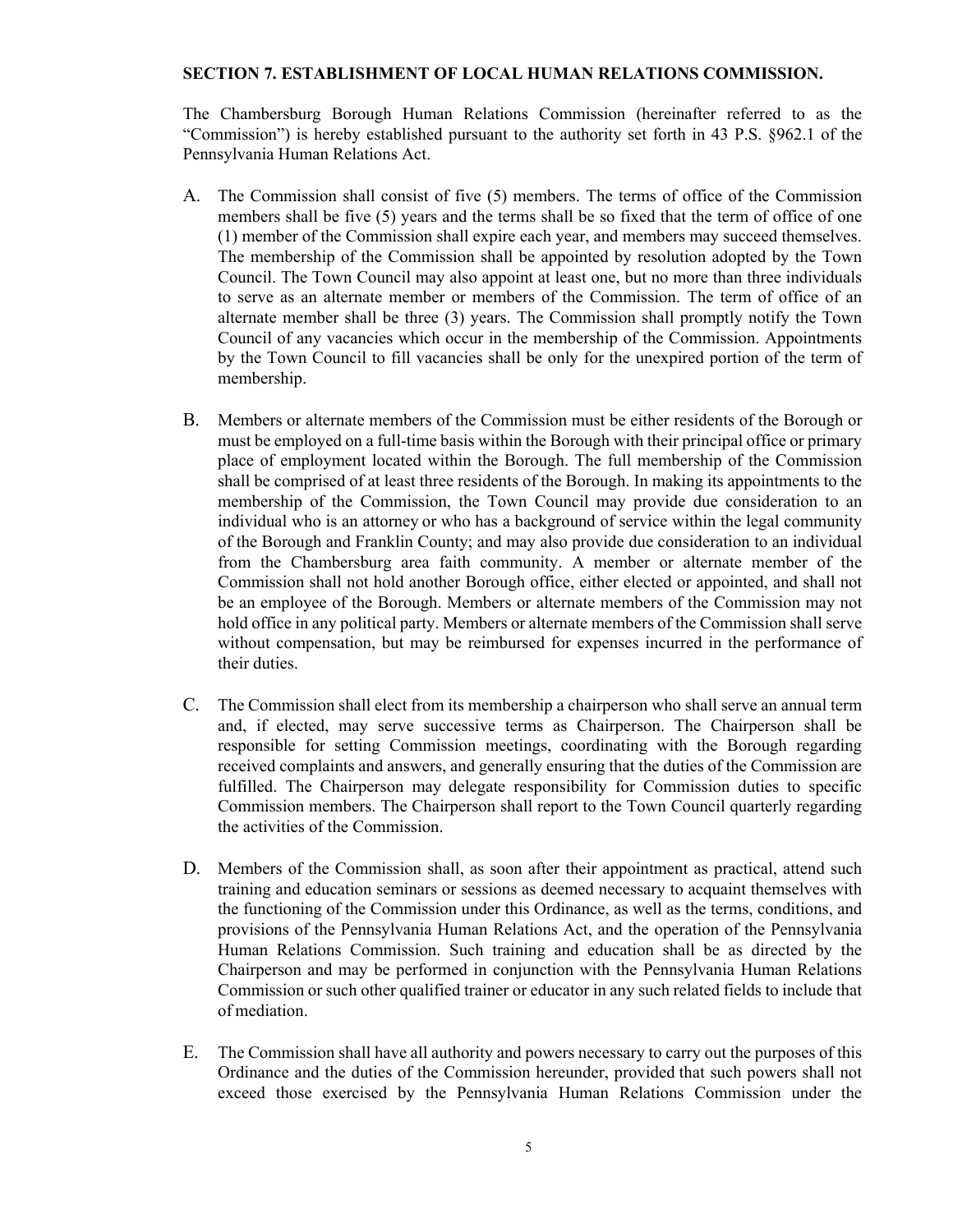**SECTION 7. ESTABLISHMENT OF LOCAL HUMAN RELATIONS COMMISSION.**

The Chambersburg Borough Human Relations Commission (hereinafter referred to as the "Commission") is hereby established pursuant to the authority set forth in 43 P.S. §962.1 of the Pennsylvania Human Relations Act.

A. The Commission shall consist of five (5) members. The terms of office of the Commission members shall be five (5) years and the terms shall be so fixed that the term of office of one (1) member of the Commission shall expire each year, and members may succeed themselves. The membership of the Commission shall be appointed by resolution adopted by the Town Council. The Town Council may also appoint at least one, but no more than three individuals to serve as an alternate member or members of the Commission. The term of office of an alternate member shall be three (3) years. The Commission shall promptly notify the Town Council of any vacancies which occur in the membership of the Commission. Appointments by the Town Council to fill vacancies shall be only for the unexpired portion of the term of membership.

B. Members or alternate members of the Commission must be either residents of the Borough or must be employed on a full-time basis within the Borough with their principal office or primary place of employment located within the Borough. The full membership of the Commission shall be comprised of at least three residents of the Borough. In making its appointments to the membership of the Commission, the Town Council may provide due consideration to an individual who is an attorney or who has a background of service within the legal community of the Borough and Franklin County; and may also provide due consideration to an individual from the Chambersburg area faith community. A member or alternate member of the Commission shall not hold another Borough office, either elected or appointed, and shall not be an employee of the Borough. Members or alternate members of the Commission may not hold office in any political party. Members or alternate members of the Commission shall serve without compensation, but may be reimbursed for expenses incurred in the performance of their duties.

C. The Commission shall elect from its membership a chairperson who shall serve an annual term and, if elected, may serve successive terms as Chairperson. The Chairperson shall be responsible for setting Commission meetings, coordinating with the Borough regarding received complaints and answers, and generally ensuring that the duties of the Commission are fulfilled. The Chairperson may delegate responsibility for Commission duties to specific Commission members. The Chairperson shall report to the Town Council quarterly regarding the activities of the Commission.

D. Members of the Commission shall, as soon after their appointment as practical, attend such training and education seminars or sessions as deemed necessary to acquaint themselves with the functioning of the Commission under this Ordinance, as well as the terms, conditions, and provisions of the Pennsylvania Human Relations Act, and the operation of the Pennsylvania Human Relations Commission. Such training and education shall be as directed by the Chairperson and may be performed in conjunction with the Pennsylvania Human Relations Commission or such other qualified trainer or educator in any such related fields to include that of mediation.

E. The Commission shall have all authority and powers necessary to carry out the purposes of this Ordinance and the duties of the Commission hereunder, provided that such powers shall not exceed those exercised by the Pennsylvania Human Relations Commission under the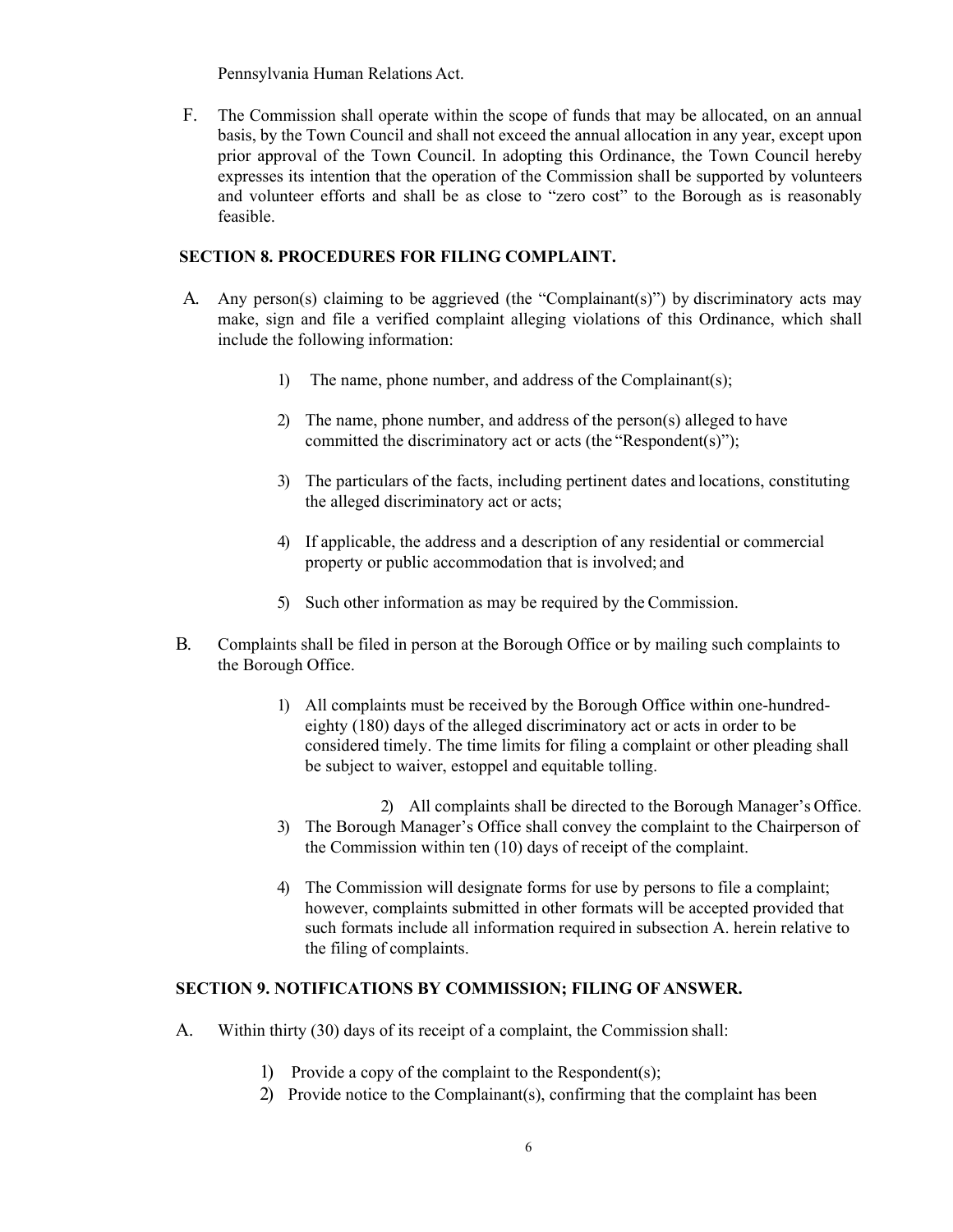Pennsylvania Human Relations Act.

F. The Commission shall operate within the scope of funds that may be allocated, on an annual basis, by the Town Council and shall not exceed the annual allocation in any year, except upon prior approval of the Town Council. In adopting this Ordinance, the Town Council hereby expresses its intention that the operation of the Commission shall be supported by volunteers and volunteer efforts and shall be as close to "zero cost" to the Borough as is reasonably feasible.

**SECTION 8. PROCEDURES FOR FILING COMPLAINT.**

A. Any person(s) claiming to be aggrieved (the "Complainant(s)") by discriminatory acts may make, sign and file a verified complaint alleging violations of this Ordinance, which shall include the following information:

   1) The name, phone number, and address of the Complainant(s);

   2) The name, phone number, and address of the person(s) alleged to have committed the discriminatory act or acts (the "Respondent(s)");

   3) The particulars of the facts, including pertinent dates and locations, constituting the alleged discriminatory act or acts;

   4) If applicable, the address and a description of any residential or commercial property or public accommodation that is involved; and

   5) Such other information as may be required by the Commission.

B. Complaints shall be filed in person at the Borough Office or by mailing such complaints to the Borough Office.

   1) All complaints must be received by the Borough Office within one-hundred-eighty (180) days of the alleged discriminatory act or acts in order to be considered timely. The time limits for filing a complaint or other pleading shall be subject to waiver, estoppel and equitable tolling.

   2) All complaints shall be directed to the Borough Manager's Office.

   3) The Borough Manager's Office shall convey the complaint to the Chairperson of the Commission within ten (10) days of receipt of the complaint.

   4) The Commission will designate forms for use by persons to file a complaint; however, complaints submitted in other formats will be accepted provided that such formats include all information required in subsection A. herein relative to the filing of complaints.

**SECTION 9. NOTIFICATIONS BY COMMISSION; FILING OF ANSWER.**

A. Within thirty (30) days of its receipt of a complaint, the Commission shall:

   1) Provide a copy of the complaint to the Respondent(s);

   2) Provide notice to the Complainant(s), confirming that the complaint has been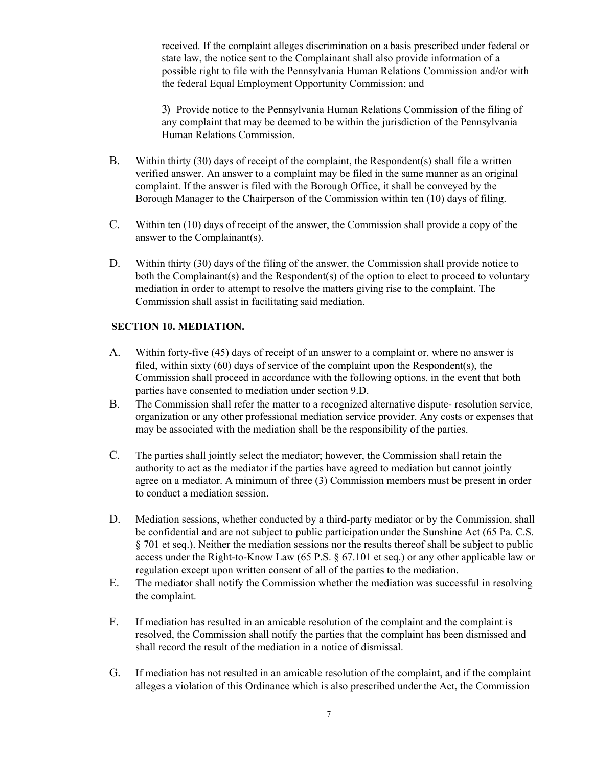received. If the complaint alleges discrimination on a basis prescribed under federal or state law, the notice sent to the Complainant shall also provide information of a possible right to file with the Pennsylvania Human Relations Commission and/or with the federal Equal Employment Opportunity Commission; and

3) Provide notice to the Pennsylvania Human Relations Commission of the filing of any complaint that may be deemed to be within the jurisdiction of the Pennsylvania Human Relations Commission.

B. Within thirty (30) days of receipt of the complaint, the Respondent(s) shall file a written verified answer. An answer to a complaint may be filed in the same manner as an original complaint. If the answer is filed with the Borough Office, it shall be conveyed by the Borough Manager to the Chairperson of the Commission within ten (10) days of filing.

C. Within ten (10) days of receipt of the answer, the Commission shall provide a copy of the answer to the Complainant(s).

D. Within thirty (30) days of the filing of the answer, the Commission shall provide notice to both the Complainant(s) and the Respondent(s) of the option to elect to proceed to voluntary mediation in order to attempt to resolve the matters giving rise to the complaint. The Commission shall assist in facilitating said mediation.

**SECTION 10. MEDIATION.**

A. Within forty-five (45) days of receipt of an answer to a complaint or, where no answer is filed, within sixty (60) days of service of the complaint upon the Respondent(s), the Commission shall proceed in accordance with the following options, in the event that both parties have consented to mediation under section 9.D.

B. The Commission shall refer the matter to a recognized alternative dispute- resolution service, organization or any other professional mediation service provider. Any costs or expenses that may be associated with the mediation shall be the responsibility of the parties.

C. The parties shall jointly select the mediator; however, the Commission shall retain the authority to act as the mediator if the parties have agreed to mediation but cannot jointly agree on a mediator. A minimum of three (3) Commission members must be present in order to conduct a mediation session.

D. Mediation sessions, whether conducted by a third-party mediator or by the Commission, shall be confidential and are not subject to public participation under the Sunshine Act (65 Pa. C.S. § 701 et seq.). Neither the mediation sessions nor the results thereof shall be subject to public access under the Right-to-Know Law (65 P.S. § 67.101 et seq.) or any other applicable law or regulation except upon written consent of all of the parties to the mediation.

E. The mediator shall notify the Commission whether the mediation was successful in resolving the complaint.

F. If mediation has resulted in an amicable resolution of the complaint and the complaint is resolved, the Commission shall notify the parties that the complaint has been dismissed and shall record the result of the mediation in a notice of dismissal.

G. If mediation has not resulted in an amicable resolution of the complaint, and if the complaint alleges a violation of this Ordinance which is also prescribed under the Act, the Commission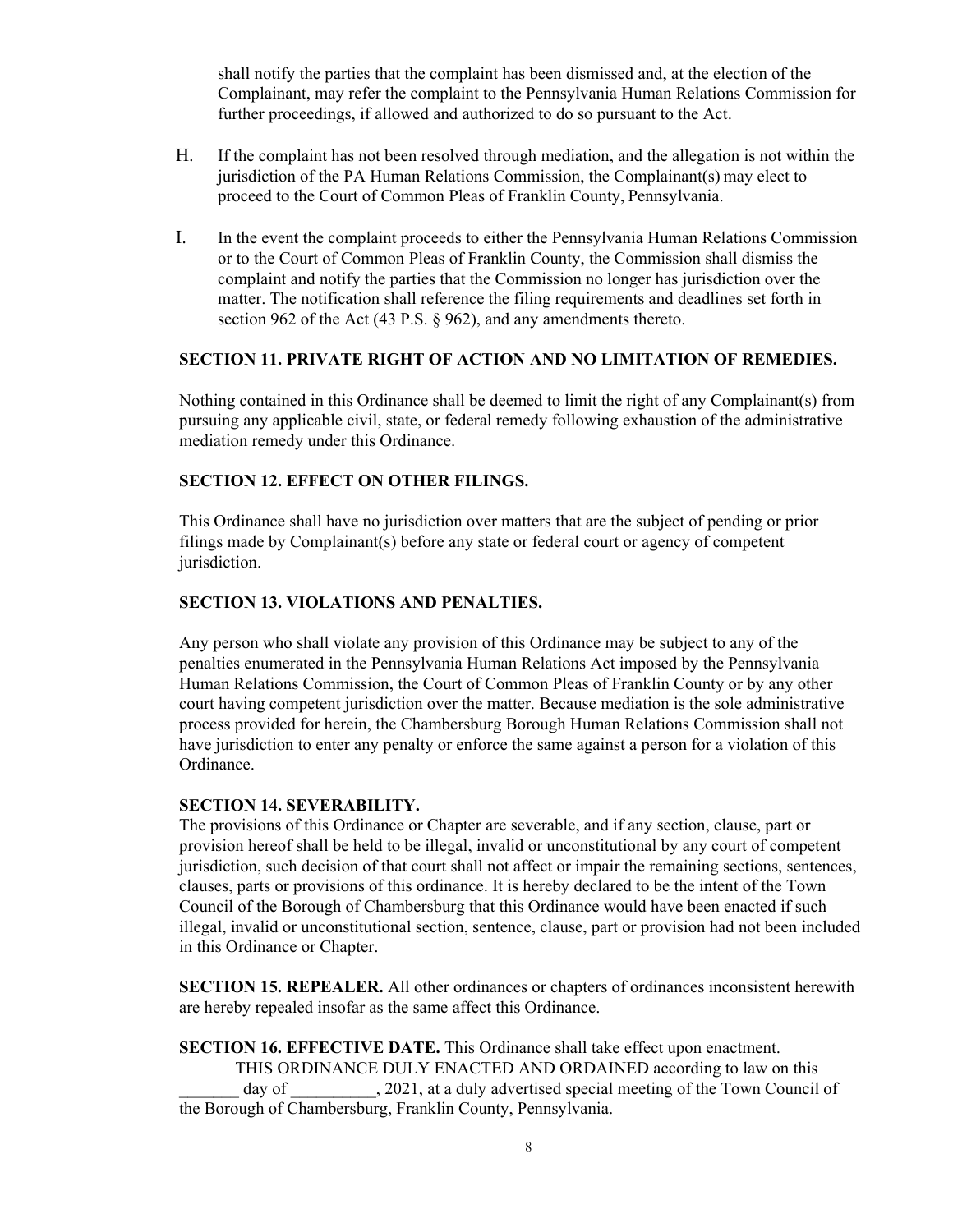shall notify the parties that the complaint has been dismissed and, at the election of the Complainant, may refer the complaint to the Pennsylvania Human Relations Commission for further proceedings, if allowed and authorized to do so pursuant to the Act.

H. If the complaint has not been resolved through mediation, and the allegation is not within the jurisdiction of the PA Human Relations Commission, the Complainant(s) may elect to proceed to the Court of Common Pleas of Franklin County, Pennsylvania.

I. In the event the complaint proceeds to either the Pennsylvania Human Relations Commission or to the Court of Common Pleas of Franklin County, the Commission shall dismiss the complaint and notify the parties that the Commission no longer has jurisdiction over the matter. The notification shall reference the filing requirements and deadlines set forth in section 962 of the Act (43 P.S. § 962), and any amendments thereto.

**SECTION 11. PRIVATE RIGHT OF ACTION AND NO LIMITATION OF REMEDIES.**

Nothing contained in this Ordinance shall be deemed to limit the right of any Complainant(s) from pursuing any applicable civil, state, or federal remedy following exhaustion of the administrative mediation remedy under this Ordinance.

**SECTION 12. EFFECT ON OTHER FILINGS.**

This Ordinance shall have no jurisdiction over matters that are the subject of pending or prior filings made by Complainant(s) before any state or federal court or agency of competent jurisdiction.

**SECTION 13. VIOLATIONS AND PENALTIES.**

Any person who shall violate any provision of this Ordinance may be subject to any of the penalties enumerated in the Pennsylvania Human Relations Act imposed by the Pennsylvania Human Relations Commission, the Court of Common Pleas of Franklin County or by any other court having competent jurisdiction over the matter. Because mediation is the sole administrative process provided for herein, the Chambersburg Borough Human Relations Commission shall not have jurisdiction to enter any penalty or enforce the same against a person for a violation of this Ordinance.

**SECTION 14. SEVERABILITY.**

The provisions of this Ordinance or Chapter are severable, and if any section, clause, part or provision hereof shall be held to be illegal, invalid or unconstitutional by any court of competent jurisdiction, such decision of that court shall not affect or impair the remaining sections, sentences, clauses, parts or provisions of this ordinance. It is hereby declared to be the intent of the Town Council of the Borough of Chambersburg that this Ordinance would have been enacted if such illegal, invalid or unconstitutional section, sentence, clause, part or provision had not been included in this Ordinance or Chapter.

**SECTION 15. REPEALER.** All other ordinances or chapters of ordinances inconsistent herewith are hereby repealed insofar as the same affect this Ordinance.

**SECTION 16. EFFECTIVE DATE.** This Ordinance shall take effect upon enactment.

THIS ORDINANCE DULY ENACTED AND ORDAINED according to law on this _______ day of __________, 2021, at a duly advertised special meeting of the Town Council of the Borough of Chambersburg, Franklin County, Pennsylvania.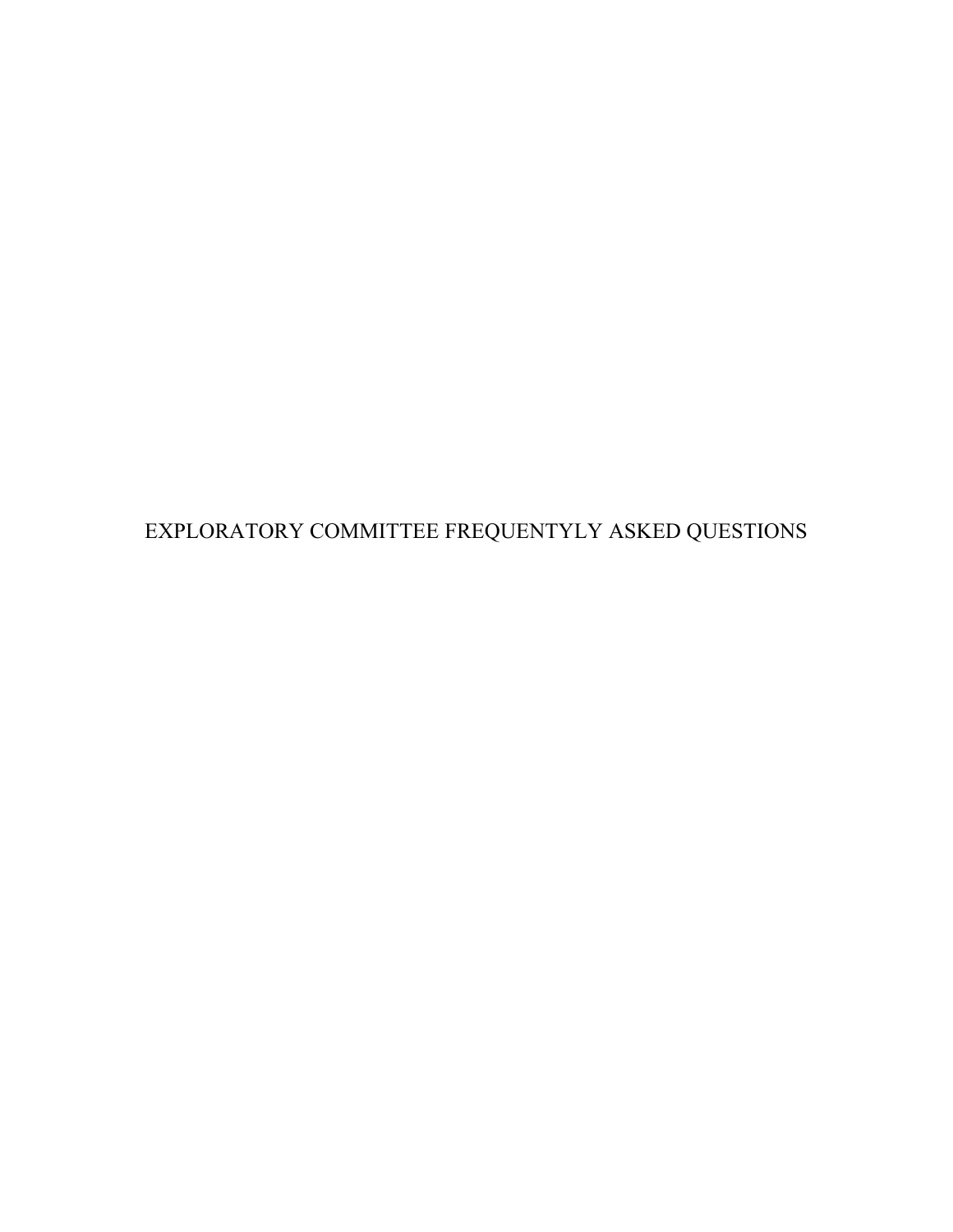# EXPLORATORY COMMITTEE FREQUENTYLY ASKED QUESTIONS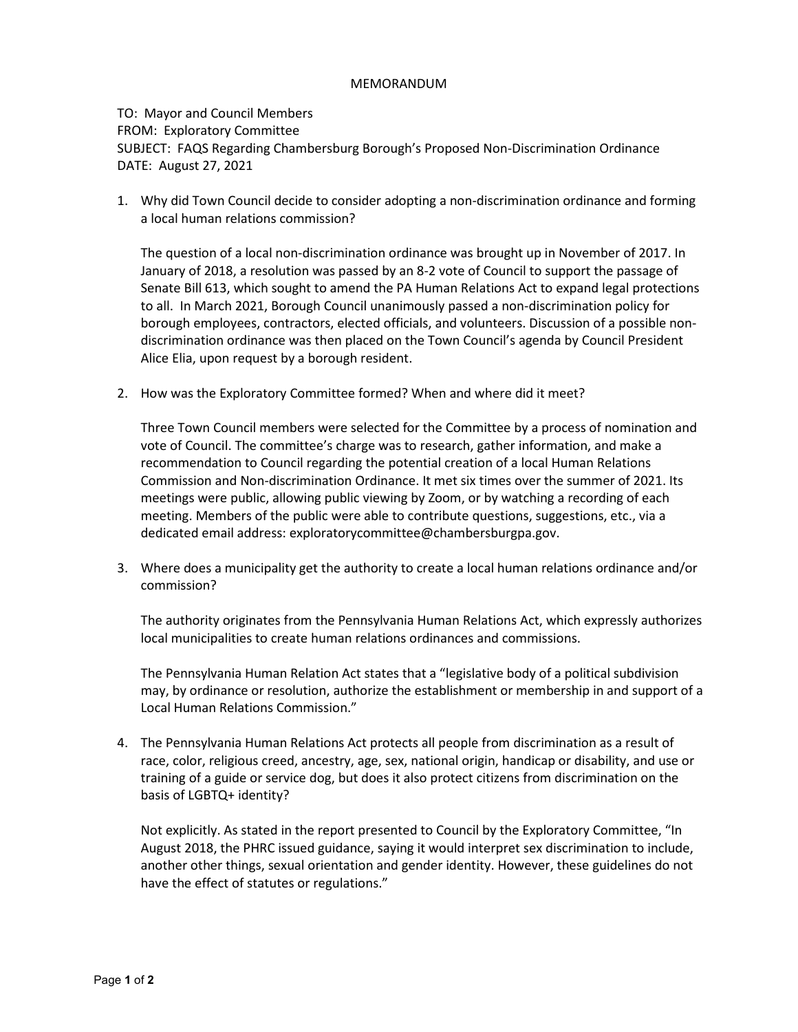MEMORANDUM

TO: Mayor and Council Members
FROM: Exploratory Committee
SUBJECT: FAQS Regarding Chambersburg Borough's Proposed Non-Discrimination Ordinance
DATE: August 27, 2021

1. Why did Town Council decide to consider adopting a non-discrimination ordinance and forming a local human relations commission?

   The question of a local non-discrimination ordinance was brought up in November of 2017. In January of 2018, a resolution was passed by an 8-2 vote of Council to support the passage of Senate Bill 613, which sought to amend the PA Human Relations Act to expand legal protections to all. In March 2021, Borough Council unanimously passed a non-discrimination policy for borough employees, contractors, elected officials, and volunteers. Discussion of a possible non-discrimination ordinance was then placed on the Town Council's agenda by Council President Alice Elia, upon request by a borough resident.

2. How was the Exploratory Committee formed? When and where did it meet?

   Three Town Council members were selected for the Committee by a process of nomination and vote of Council. The committee's charge was to research, gather information, and make a recommendation to Council regarding the potential creation of a local Human Relations Commission and Non-discrimination Ordinance. It met six times over the summer of 2021. Its meetings were public, allowing public viewing by Zoom, or by watching a recording of each meeting. Members of the public were able to contribute questions, suggestions, etc., via a dedicated email address: exploratorycommittee@chambersburgpa.gov.

3. Where does a municipality get the authority to create a local human relations ordinance and/or commission?

   The authority originates from the Pennsylvania Human Relations Act, which expressly authorizes local municipalities to create human relations ordinances and commissions.

   The Pennsylvania Human Relation Act states that a "legislative body of a political subdivision may, by ordinance or resolution, authorize the establishment or membership in and support of a Local Human Relations Commission."

4. The Pennsylvania Human Relations Act protects all people from discrimination as a result of race, color, religious creed, ancestry, age, sex, national origin, handicap or disability, and use or training of a guide or service dog, but does it also protect citizens from discrimination on the basis of LGBTQ+ identity?

   Not explicitly. As stated in the report presented to Council by the Exploratory Committee, "In August 2018, the PHRC issued guidance, saying it would interpret sex discrimination to include, another other things, sexual orientation and gender identity. However, these guidelines do not have the effect of statutes or regulations."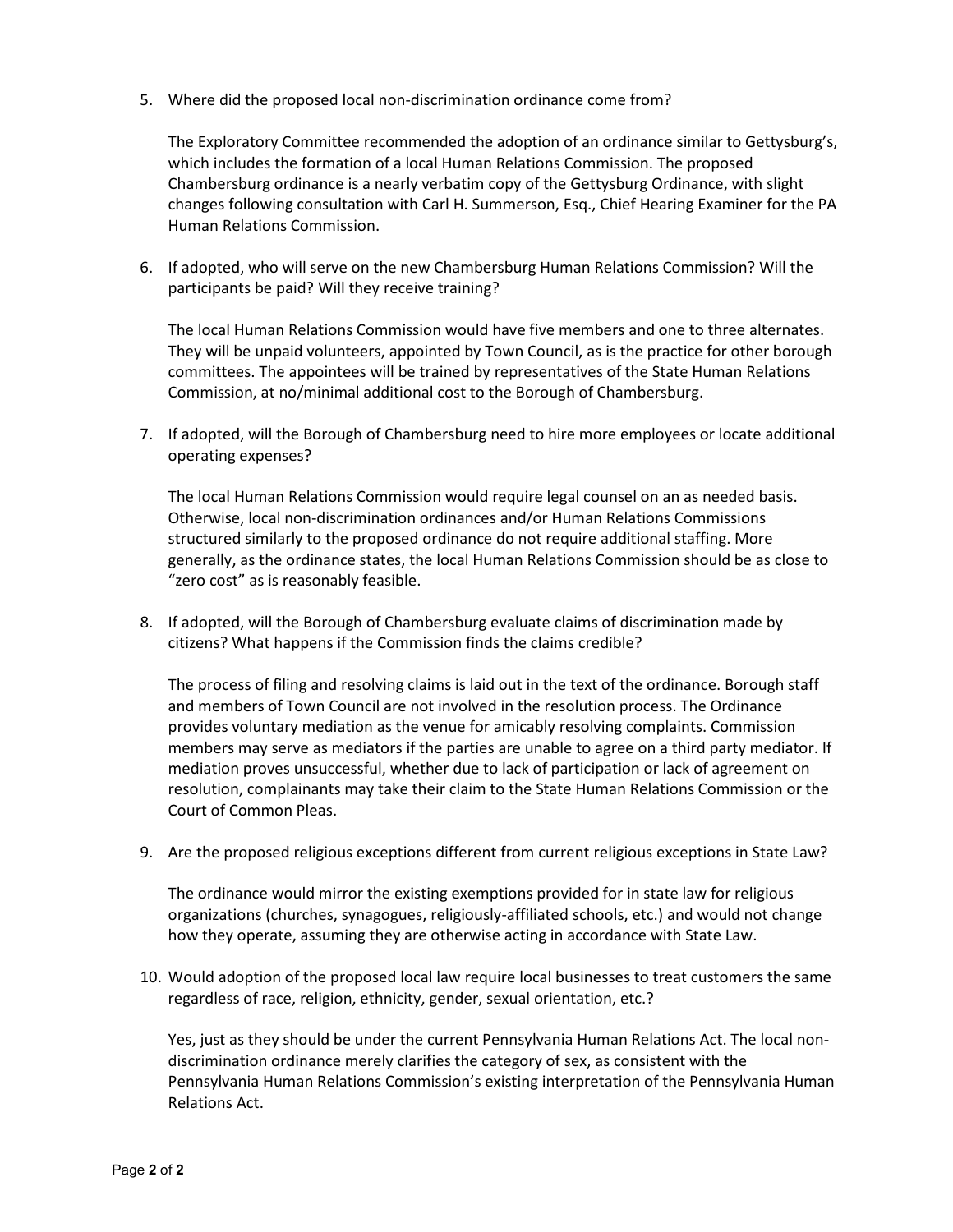5. Where did the proposed local non-discrimination ordinance come from?

   The Exploratory Committee recommended the adoption of an ordinance similar to Gettysburg's, which includes the formation of a local Human Relations Commission. The proposed Chambersburg ordinance is a nearly verbatim copy of the Gettysburg Ordinance, with slight changes following consultation with Carl H. Summerson, Esq., Chief Hearing Examiner for the PA Human Relations Commission.

6. If adopted, who will serve on the new Chambersburg Human Relations Commission? Will the participants be paid? Will they receive training?

   The local Human Relations Commission would have five members and one to three alternates. They will be unpaid volunteers, appointed by Town Council, as is the practice for other borough committees. The appointees will be trained by representatives of the State Human Relations Commission, at no/minimal additional cost to the Borough of Chambersburg.

7. If adopted, will the Borough of Chambersburg need to hire more employees or locate additional operating expenses?

   The local Human Relations Commission would require legal counsel on an as needed basis. Otherwise, local non-discrimination ordinances and/or Human Relations Commissions structured similarly to the proposed ordinance do not require additional staffing. More generally, as the ordinance states, the local Human Relations Commission should be as close to "zero cost" as is reasonably feasible.

8. If adopted, will the Borough of Chambersburg evaluate claims of discrimination made by citizens? What happens if the Commission finds the claims credible?

   The process of filing and resolving claims is laid out in the text of the ordinance. Borough staff and members of Town Council are not involved in the resolution process. The Ordinance provides voluntary mediation as the venue for amicably resolving complaints. Commission members may serve as mediators if the parties are unable to agree on a third party mediator. If mediation proves unsuccessful, whether due to lack of participation or lack of agreement on resolution, complainants may take their claim to the State Human Relations Commission or the Court of Common Pleas.

9. Are the proposed religious exceptions different from current religious exceptions in State Law?

   The ordinance would mirror the existing exemptions provided for in state law for religious organizations (churches, synagogues, religiously-affiliated schools, etc.) and would not change how they operate, assuming they are otherwise acting in accordance with State Law.

10. Would adoption of the proposed local law require local businesses to treat customers the same regardless of race, religion, ethnicity, gender, sexual orientation, etc.?

    Yes, just as they should be under the current Pennsylvania Human Relations Act. The local non-discrimination ordinance merely clarifies the category of sex, as consistent with the Pennsylvania Human Relations Commission's existing interpretation of the Pennsylvania Human Relations Act.